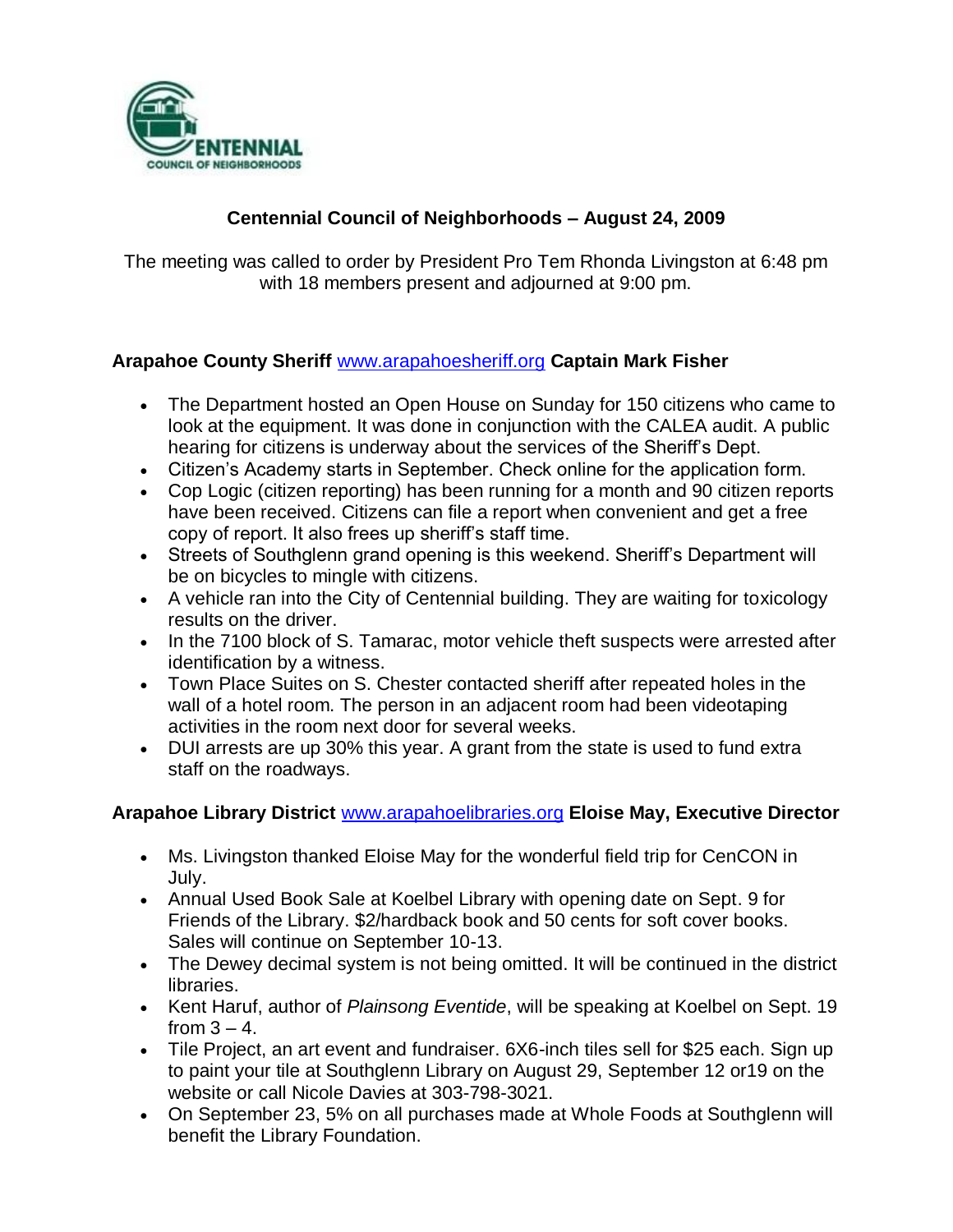# Centennial Council of Neighborhoods – August 24, 2009

The meeting was called to order by President Pro Tem Rhonda Livingston at 6:48 pm with 18 members present and adjourned at 9:00 pm.

### Arapahoe County Sheriff [www.arapahoesheriff.org](http://www.arapahoesheriff.org) Captain Mark Fisher

- The Department hosted an Open House on Sunday for 150 citizens who came to look at the equipment. It was done in conjunction with the CALEA audit. A public hearing for citizens is underway about the services of the Sheriff's Dept.
- Citizen's Academy starts in September. Check online for the application form.
- Cop Logic (citizen reporting) has been running for a month and 90 citizen reports have been received. Citizens can file a report when convenient and get a free copy of report. It also frees up sheriff's staff time.
- Streets of Southglenn grand opening is this weekend. Sheriff's Department will be on bicycles to mingle with citizens.
- A vehicle ran into the City of Centennial building. They are waiting for toxicology results on the driver.
- In the 7100 block of S. Tamarac, motor vehicle theft suspects were arrested after identification by a witness.
- Town Place Suites on S. Chester contacted sheriff after repeated holes in the wall of a hotel room. The person in an adjacent room had been videotaping activities in the room next door for several weeks.
- DUI arrests are up 30% this year. A grant from the state is used to fund extra staff on the roadways.

### Arapahoe Library District [www.arapahoelibraries.org](http://www.arapahoelibraries.org) Eloise May, Executive Director

- Ms. Livingston thanked Eloise May for the wonderful field trip for CenCON in July.
- Annual Used Book Sale at Koelbel Library with opening date on Sept. 9 for Friends of the Library. $2/hardback book and 50 cents for soft cover books. Sales will continue on September 10-13.
- The Dewey decimal system is not being omitted. It will be continued in the district libraries.
- Kent Haruf, author of *Plainsong Eventide*, will be speaking at Koelbel on Sept. 19 from 3 – 4.
- Tile Project, an art event and fundraiser. 6X6-inch tiles sell for $25 each. Sign up to paint your tile at Southglenn Library on August 29, September 12 or19 on the website or call Nicole Davies at 303-798-3021.
- On September 23, 5% on all purchases made at Whole Foods at Southglenn will benefit the Library Foundation.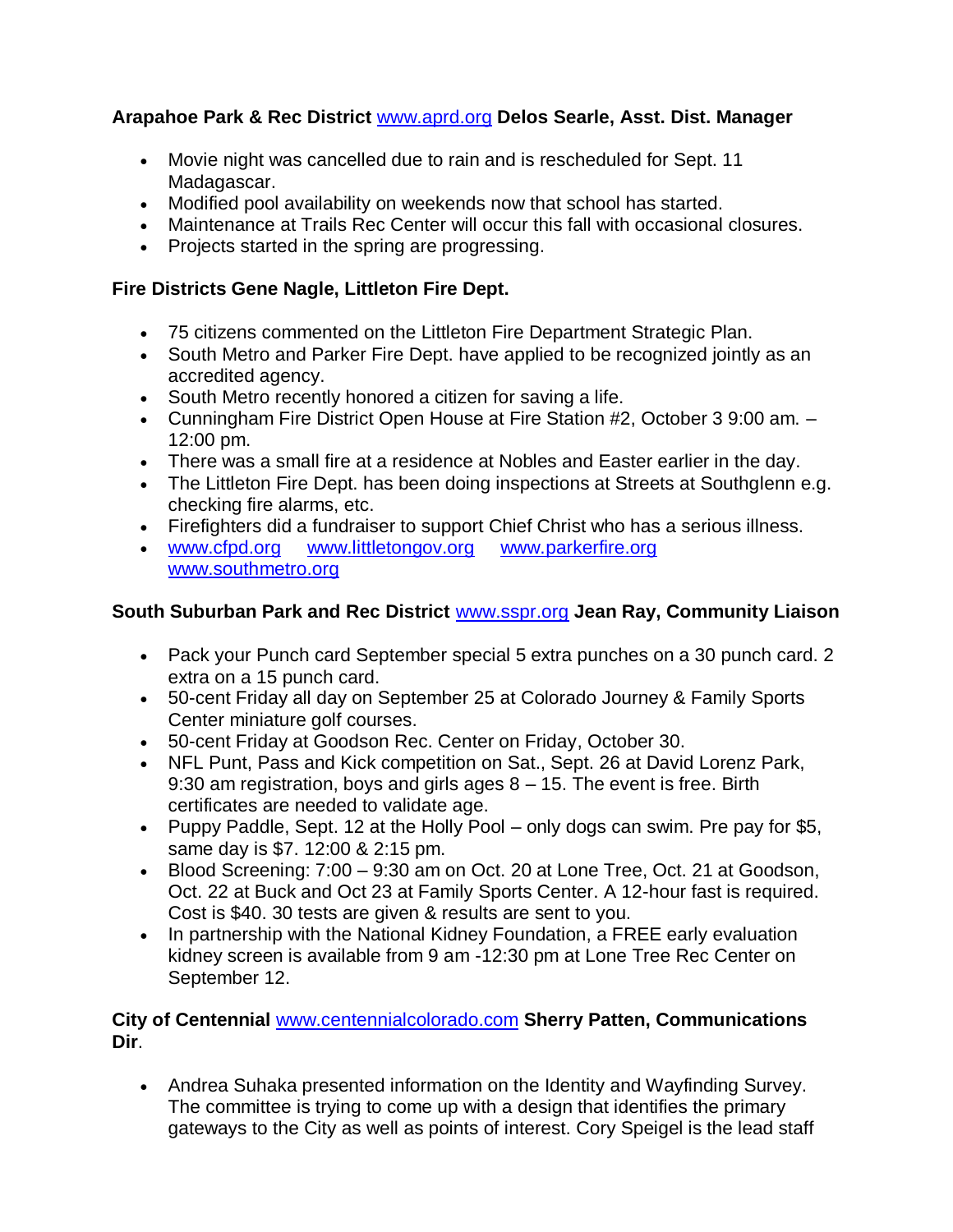**Arapahoe Park & Rec District** [www.aprd.org](http://www.aprd.org) **Delos Searle, Asst. Dist. Manager**

- Movie night was cancelled due to rain and is rescheduled for Sept. 11 Madagascar.
- Modified pool availability on weekends now that school has started.
- Maintenance at Trails Rec Center will occur this fall with occasional closures.
- Projects started in the spring are progressing.

**Fire Districts Gene Nagle, Littleton Fire Dept.**

- 75 citizens commented on the Littleton Fire Department Strategic Plan.
- South Metro and Parker Fire Dept. have applied to be recognized jointly as an accredited agency.
- South Metro recently honored a citizen for saving a life.
- Cunningham Fire District Open House at Fire Station #2, October 3 9:00 am. – 12:00 pm.
- There was a small fire at a residence at Nobles and Easter earlier in the day.
- The Littleton Fire Dept. has been doing inspections at Streets at Southglenn e.g. checking fire alarms, etc.
- Firefighters did a fundraiser to support Chief Christ who has a serious illness.
- [www.cfpd.org](http://www.cfpd.org) [www.littletongov.org](http://www.littletongov.org) [www.parkerfire.org](http://www.parkerfire.org) [www.southmetro.org](http://www.southmetro.org)

**South Suburban Park and Rec District** [www.sspr.org](http://www.sspr.org) **Jean Ray, Community Liaison**

- Pack your Punch card September special 5 extra punches on a 30 punch card. 2 extra on a 15 punch card.
- 50-cent Friday all day on September 25 at Colorado Journey & Family Sports Center miniature golf courses.
- 50-cent Friday at Goodson Rec. Center on Friday, October 30.
- NFL Punt, Pass and Kick competition on Sat., Sept. 26 at David Lorenz Park, 9:30 am registration, boys and girls ages 8 – 15. The event is free. Birth certificates are needed to validate age.
- Puppy Paddle, Sept. 12 at the Holly Pool – only dogs can swim. Pre pay for $5, same day is $7. 12:00 & 2:15 pm.
- Blood Screening: 7:00 – 9:30 am on Oct. 20 at Lone Tree, Oct. 21 at Goodson, Oct. 22 at Buck and Oct 23 at Family Sports Center. A 12-hour fast is required. Cost is $40. 30 tests are given & results are sent to you.
- In partnership with the National Kidney Foundation, a FREE early evaluation kidney screen is available from 9 am -12:30 pm at Lone Tree Rec Center on September 12.

**City of Centennial** [www.centennialcolorado.com](http://www.centennialcolorado.com) **Sherry Patten, Communications Dir**.

- Andrea Suhaka presented information on the Identity and Wayfinding Survey. The committee is trying to come up with a design that identifies the primary gateways to the City as well as points of interest. Cory Speigel is the lead staff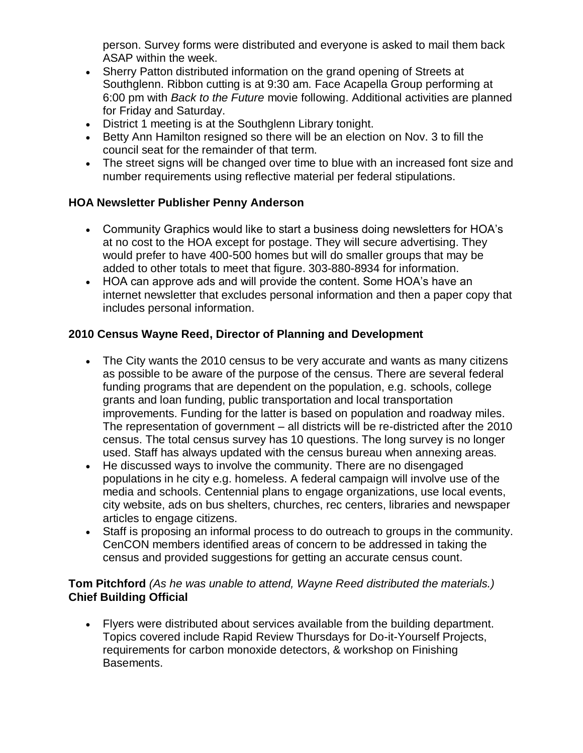person. Survey forms were distributed and everyone is asked to mail them back ASAP within the week.

- Sherry Patton distributed information on the grand opening of Streets at Southglenn. Ribbon cutting is at 9:30 am. Face Acapella Group performing at 6:00 pm with *Back to the Future* movie following. Additional activities are planned for Friday and Saturday.
- District 1 meeting is at the Southglenn Library tonight.
- Betty Ann Hamilton resigned so there will be an election on Nov. 3 to fill the council seat for the remainder of that term.
- The street signs will be changed over time to blue with an increased font size and number requirements using reflective material per federal stipulations.

**HOA Newsletter Publisher Penny Anderson**

- Community Graphics would like to start a business doing newsletters for HOA's at no cost to the HOA except for postage. They will secure advertising. They would prefer to have 400-500 homes but will do smaller groups that may be added to other totals to meet that figure. 303-880-8934 for information.
- HOA can approve ads and will provide the content. Some HOA's have an internet newsletter that excludes personal information and then a paper copy that includes personal information.

**2010 Census Wayne Reed, Director of Planning and Development**

- The City wants the 2010 census to be very accurate and wants as many citizens as possible to be aware of the purpose of the census. There are several federal funding programs that are dependent on the population, e.g. schools, college grants and loan funding, public transportation and local transportation improvements. Funding for the latter is based on population and roadway miles. The representation of government – all districts will be re-districted after the 2010 census. The total census survey has 10 questions. The long survey is no longer used. Staff has always updated with the census bureau when annexing areas.
- He discussed ways to involve the community. There are no disengaged populations in he city e.g. homeless. A federal campaign will involve use of the media and schools. Centennial plans to engage organizations, use local events, city website, ads on bus shelters, churches, rec centers, libraries and newspaper articles to engage citizens.
- Staff is proposing an informal process to do outreach to groups in the community. CenCON members identified areas of concern to be addressed in taking the census and provided suggestions for getting an accurate census count.

**Tom Pitchford** *(As he was unable to attend, Wayne Reed distributed the materials.)*
**Chief Building Official**

- Flyers were distributed about services available from the building department. Topics covered include Rapid Review Thursdays for Do-it-Yourself Projects, requirements for carbon monoxide detectors, & workshop on Finishing Basements.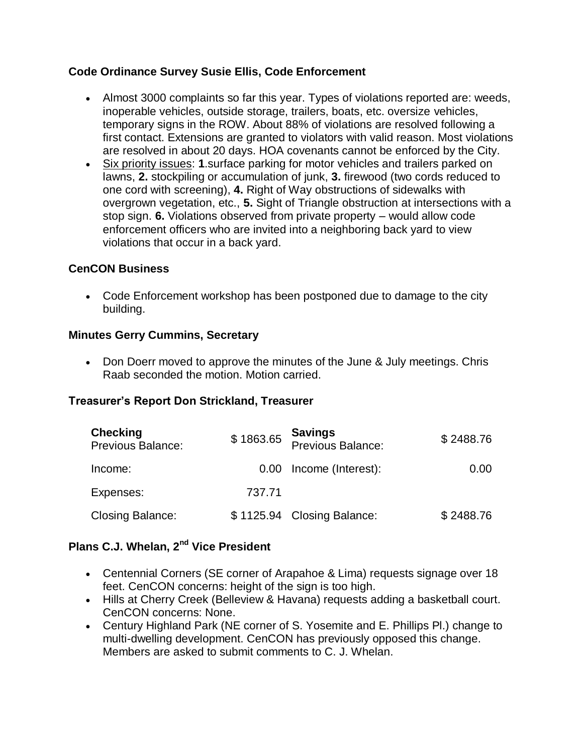### Code Ordinance Survey Susie Ellis, Code Enforcement

- Almost 3000 complaints so far this year. Types of violations reported are: weeds, inoperable vehicles, outside storage, trailers, boats, etc. oversize vehicles, temporary signs in the ROW. About 88% of violations are resolved following a first contact. Extensions are granted to violators with valid reason. Most violations are resolved in about 20 days. HOA covenants cannot be enforced by the City.
- Six priority issues: **1**.surface parking for motor vehicles and trailers parked on lawns, **2.** stockpiling or accumulation of junk, **3.** firewood (two cords reduced to one cord with screening), **4.** Right of Way obstructions of sidewalks with overgrown vegetation, etc., **5.** Sight of Triangle obstruction at intersections with a stop sign. **6.** Violations observed from private property – would allow code enforcement officers who are invited into a neighboring back yard to view violations that occur in a back yard.

### CenCON Business

- Code Enforcement workshop has been postponed due to damage to the city building.

### Minutes Gerry Cummins, Secretary

- Don Doerr moved to approve the minutes of the June & July meetings. Chris Raab seconded the motion. Motion carried.

### Treasurer's Report Don Strickland, Treasurer

| **Checking** | | **Savings** | |
|---|---|---|---|
| Previous Balance: | $ 1863.65 | Previous Balance: | $ 2488.76 |
| Income: | 0.00 | Income (Interest): | 0.00 |
| Expenses: | 737.71 | | |
| Closing Balance: | $ 1125.94 | Closing Balance: | $ 2488.76 |

### Plans C.J. Whelan, 2nd Vice President

- Centennial Corners (SE corner of Arapahoe & Lima) requests signage over 18 feet. CenCON concerns: height of the sign is too high.
- Hills at Cherry Creek (Belleview & Havana) requests adding a basketball court. CenCON concerns: None.
- Century Highland Park (NE corner of S. Yosemite and E. Phillips Pl.) change to multi-dwelling development. CenCON has previously opposed this change. Members are asked to submit comments to C. J. Whelan.